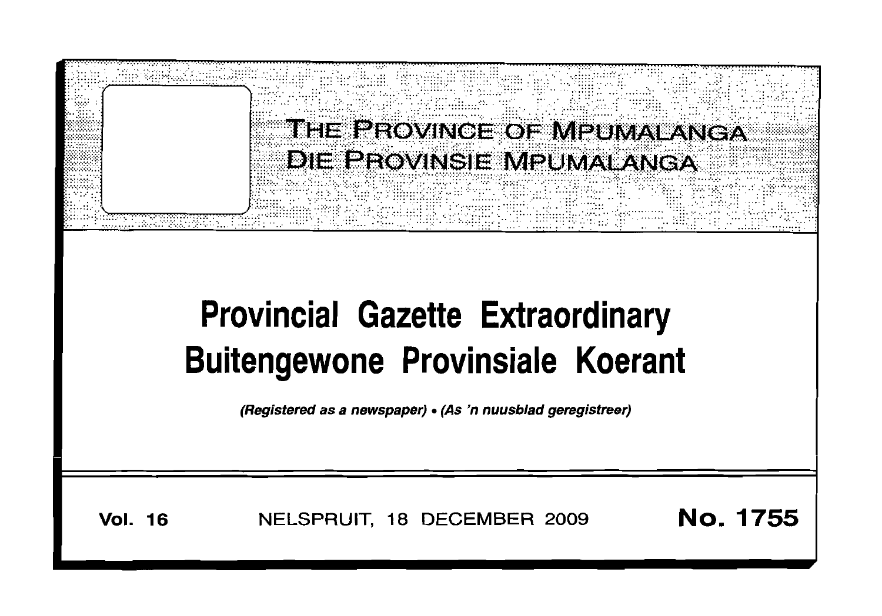# THE PROVINCE OF MPUMALANGA
# DIE PROVINSIE MPUMALANGA

# Provincial Gazette Extraordinary
# Buitengewone Provinsiale Koerant

*(Registered as a newspaper) • (As 'n nuusblad geregistreer)*

**Vol. 16** NELSPRUIT, 18 DECEMBER 2009 **No. 1755**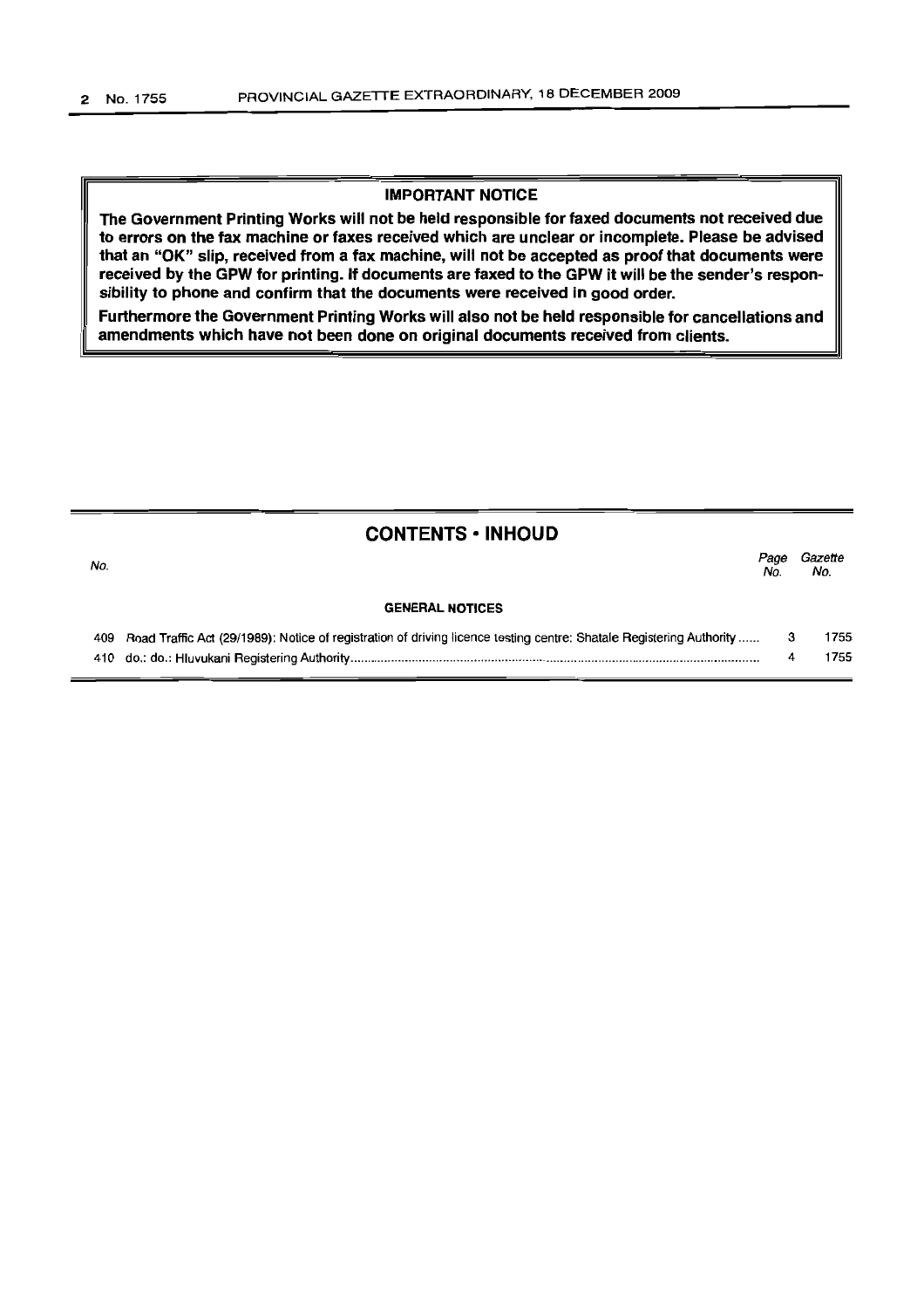**IMPORTANT NOTICE**

**The Government Printing Works will not be held responsible for faxed documents not received due to errors on the fax machine or faxes received which are unclear or incomplete. Please be advised that an "OK" slip, received from a fax machine, will not be accepted as proof that documents were received by the GPW for printing. If documents are faxed to the GPW it will be the sender's responsibility to phone and confirm that the documents were received in good order.**

**Furthermore the Government Printing Works will also not be held responsible for cancellations and amendments which have not been done on original documents received from clients.**

## CONTENTS • INHOUD

| No. | | Page No. | Gazette No. |
|---|---|---|---|
| | **GENERAL NOTICES** | | |
| 409 | Road Traffic Act (29/1989): Notice of registration of driving licence testing centre: Shatale Registering Authority ...... | 3 | 1755 |
| 410 | do.: do.: Hluvukani Registering Authority ...... | 4 | 1755 |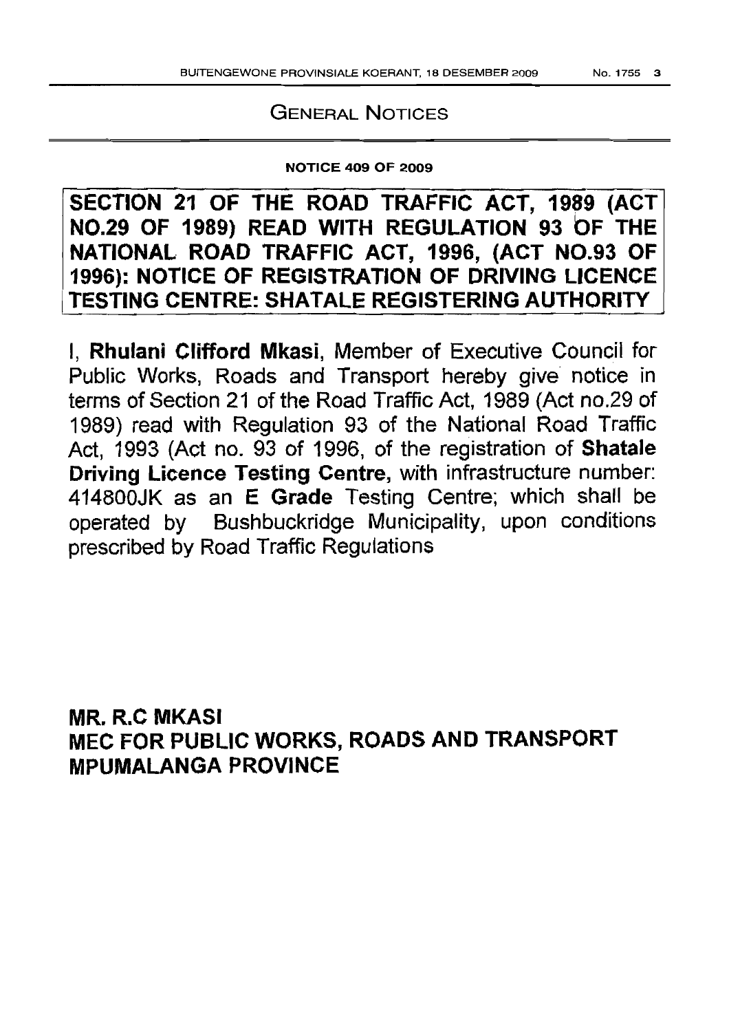## GENERAL NOTICES

**NOTICE 409 OF 2009**

**SECTION 21 OF THE ROAD TRAFFIC ACT, 1989 (ACT NO.29 OF 1989) READ WITH REGULATION 93 OF THE NATIONAL ROAD TRAFFIC ACT, 1996, (ACT NO.93 OF 1996): NOTICE OF REGISTRATION OF DRIVING LICENCE TESTING CENTRE: SHATALE REGISTERING AUTHORITY**

I, **Rhulani Clifford Mkasi**, Member of Executive Council for Public Works, Roads and Transport hereby give notice in terms of Section 21 of the Road Traffic Act, 1989 (Act no.29 of 1989) read with Regulation 93 of the National Road Traffic Act, 1993 (Act no. 93 of 1996, of the registration of **Shatale Driving Licence Testing Centre,** with infrastructure number: 414800JK as an **E Grade** Testing Centre; which shall be operated by Bushbuckridge Municipality, upon conditions prescribed by Road Traffic Regulations

**MR. R.C MKASI**
**MEC FOR PUBLIC WORKS, ROADS AND TRANSPORT**
**MPUMALANGA PROVINCE**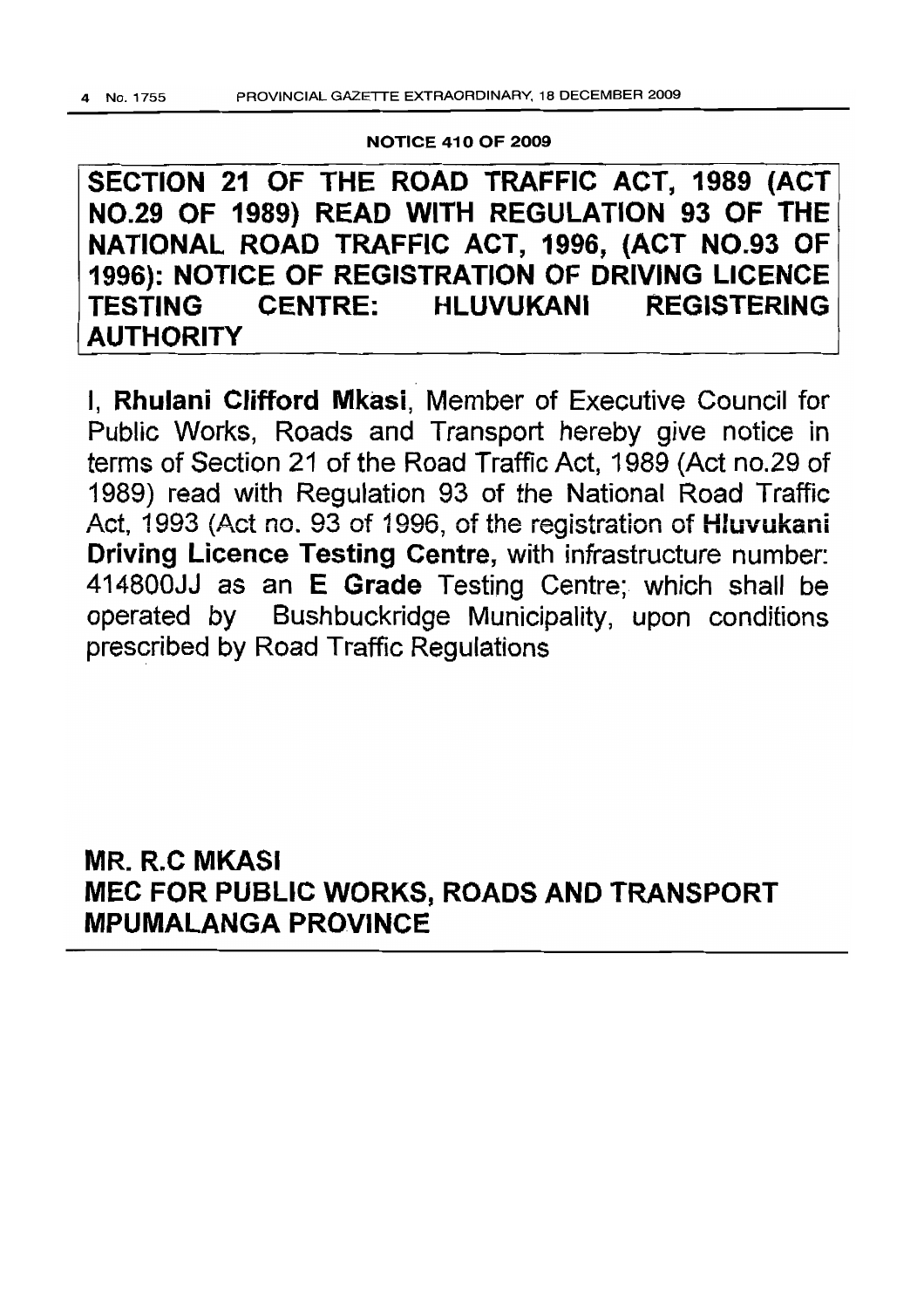**NOTICE 410 OF 2009**

## SECTION 21 OF THE ROAD TRAFFIC ACT, 1989 (ACT NO.29 OF 1989) READ WITH REGULATION 93 OF THE NATIONAL ROAD TRAFFIC ACT, 1996, (ACT NO.93 OF 1996): NOTICE OF REGISTRATION OF DRIVING LICENCE TESTING CENTRE: HLUVUKANI REGISTERING AUTHORITY

I, **Rhulani Clifford Mkasi**, Member of Executive Council for Public Works, Roads and Transport hereby give notice in terms of Section 21 of the Road Traffic Act, 1989 (Act no.29 of 1989) read with Regulation 93 of the National Road Traffic Act, 1993 (Act no. 93 of 1996, of the registration of **Hluvukani Driving Licence Testing Centre,** with infrastructure number: 414800JJ as an **E Grade** Testing Centre; which shall be operated by Bushbuckridge Municipality, upon conditions prescribed by Road Traffic Regulations

**MR. R.C MKASI**
**MEC FOR PUBLIC WORKS, ROADS AND TRANSPORT**
**MPUMALANGA PROVINCE**